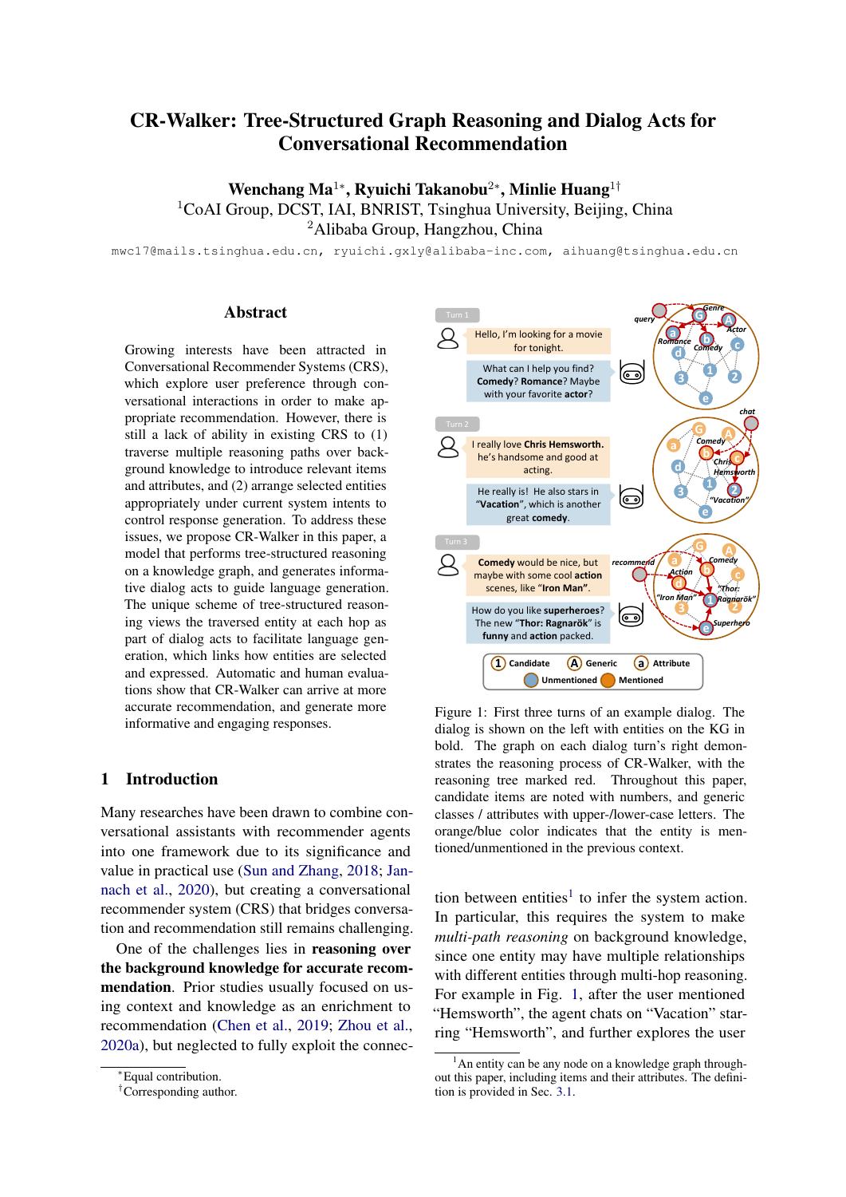# CR-Walker: Tree-Structured Graph Reasoning and Dialog Acts for Conversational Recommendation

**Wenchang Ma[1]\*, Ryuichi Takanobu[2]\*, Minlie Huang[1]†**

[1]CoAI Group, DCST, IAI, BNRIST, Tsinghua University, Beijing, China

[2]Alibaba Group, Hangzhou, China

mwc17@mails.tsinghua.edu.cn, ryuichi.gxly@alibaba-inc.com, aihuang@tsinghua.edu.cn

## Abstract

Growing interests have been attracted in Conversational Recommender Systems (CRS), which explore user preference through conversational interactions in order to make appropriate recommendation. However, there is still a lack of ability in existing CRS to (1) traverse multiple reasoning paths over background knowledge to introduce relevant items and attributes, and (2) arrange selected entities appropriately under current system intents to control response generation. To address these issues, we propose CR-Walker in this paper, a model that performs tree-structured reasoning on a knowledge graph, and generates informative dialog acts to guide language generation. The unique scheme of tree-structured reasoning views the traversed entity at each hop as part of dialog acts to facilitate language generation, which links how entities are selected and expressed. Automatic and human evaluations show that CR-Walker can arrive at more accurate recommendation, and generate more informative and engaging responses.

## 1 Introduction

Many researches have been drawn to combine conversational assistants with recommender agents into one framework due to its significance and value in practical use (Sun and Zhang, 2018; Jannach et al., 2020), but creating a conversational recommender system (CRS) that bridges conversation and recommendation still remains challenging.

One of the challenges lies in **reasoning over the background knowledge for accurate recommendation**. Prior studies usually focused on using context and knowledge as an enrichment to recommendation (Chen et al., 2019; Zhou et al., 2020a), but neglected to fully exploit the connection between entities[1] to infer the system action. In particular, this requires the system to make *multi-path reasoning* on background knowledge, since one entity may have multiple relationships with different entities through multi-hop reasoning. For example in Fig. 1, after the user mentioned "Hemsworth", the agent chats on "Vacation" starring "Hemsworth", and further explores the user

Figure 1: First three turns of an example dialog. The dialog is shown on the left with entities on the KG in bold. The graph on each dialog turn's right demonstrates the reasoning process of CR-Walker, with the reasoning tree marked red. Throughout this paper, candidate items are noted with numbers, and generic classes / attributes with upper-/lower-case letters. The orange/blue color indicates that the entity is mentioned/unmentioned in the previous context.

\*Equal contribution.

†Corresponding author.

[1]An entity can be any node on a knowledge graph throughout this paper, including items and their attributes. The definition is provided in Sec. 3.1.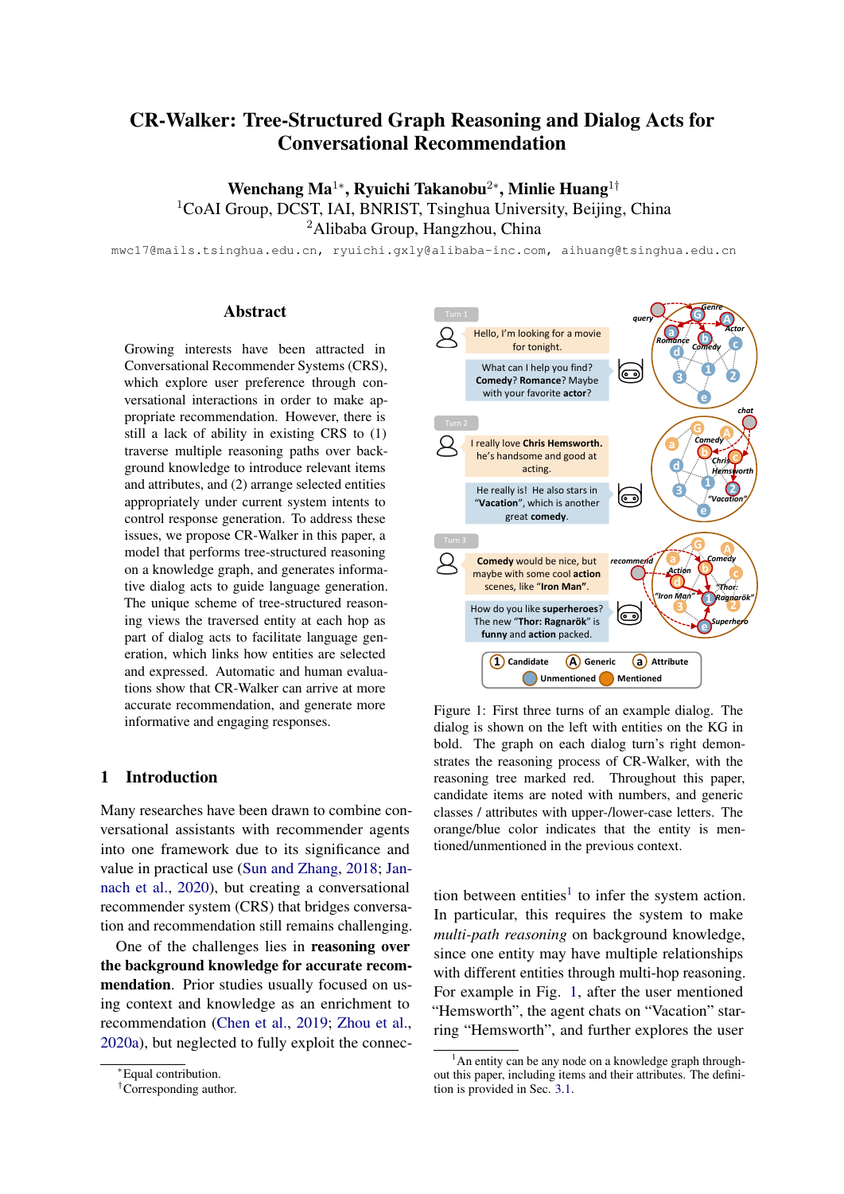# CR-Walker: Tree-Structured Graph Reasoning and Dialog Acts for Conversational Recommendation

**Wenchang Ma**[1*], **Ryuichi Takanobu**[2*], **Minlie Huang**[1†]

[1]CoAI Group, DCST, IAI, BNRIST, Tsinghua University, Beijing, China

[2]Alibaba Group, Hangzhou, China

mwc17@mails.tsinghua.edu.cn, ryuichi.gxly@alibaba-inc.com, aihuang@tsinghua.edu.cn

## Abstract

Growing interests have been attracted in Conversational Recommender Systems (CRS), which explore user preference through conversational interactions in order to make appropriate recommendation. However, there is still a lack of ability in existing CRS to (1) traverse multiple reasoning paths over background knowledge to introduce relevant items and attributes, and (2) arrange selected entities appropriately under current system intents to control response generation. To address these issues, we propose CR-Walker in this paper, a model that performs tree-structured reasoning on a knowledge graph, and generates informative dialog acts to guide language generation. The unique scheme of tree-structured reasoning views the traversed entity at each hop as part of dialog acts to facilitate language generation, which links how entities are selected and expressed. Automatic and human evaluations show that CR-Walker can arrive at more accurate recommendation, and generate more informative and engaging responses.

## 1 Introduction

Many researches have been drawn to combine conversational assistants with recommender agents into one framework due to its significance and value in practical use (Sun and Zhang, 2018; Jannach et al., 2020), but creating a conversational recommender system (CRS) that bridges conversation and recommendation still remains challenging.

One of the challenges lies in **reasoning over the background knowledge for accurate recommendation**. Prior studies usually focused on using context and knowledge as an enrichment to recommendation (Chen et al., 2019; Zhou et al., 2020a), but neglected to fully exploit the connection between entities[1] to infer the system action. In particular, this requires the system to make *multi-path reasoning* on background knowledge, since one entity may have multiple relationships with different entities through multi-hop reasoning. For example in Fig. 1, after the user mentioned "Hemsworth", the agent chats on "Vacation" starring "Hemsworth", and further explores the user

Figure 1: First three turns of an example dialog. The dialog is shown on the left with entities on the KG in bold. The graph on each dialog turn's right demonstrates the reasoning process of CR-Walker, with the reasoning tree marked red. Throughout this paper, candidate items are noted with numbers, and generic classes / attributes with upper-/lower-case letters. The orange/blue color indicates that the entity is mentioned/unmentioned in the previous context.

*Equal contribution.

†Corresponding author.

[1]An entity can be any node on a knowledge graph throughout this paper, including items and their attributes. The definition is provided in Sec. 3.1.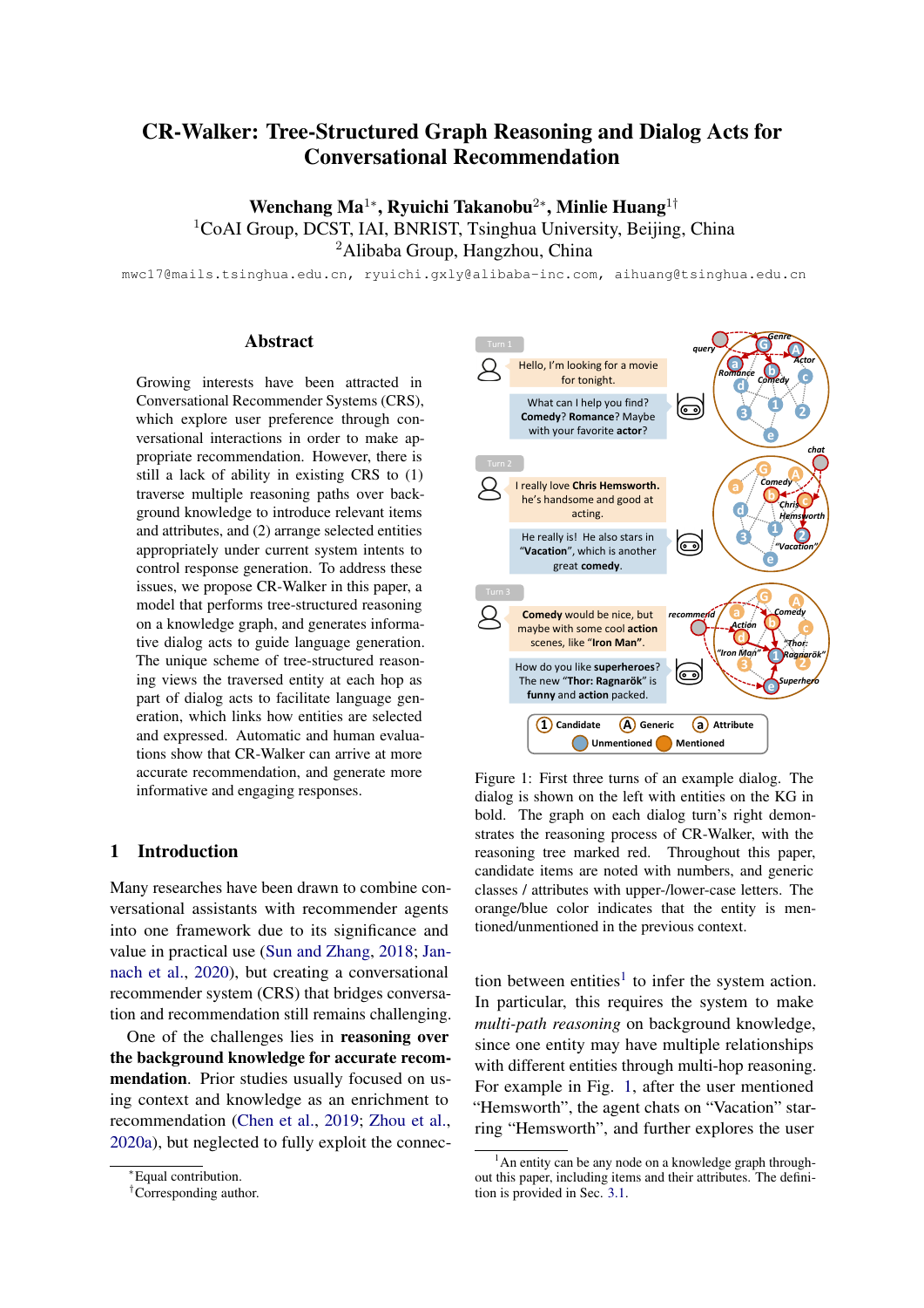# CR-Walker: Tree-Structured Graph Reasoning and Dialog Acts for Conversational Recommendation

**Wenchang Ma**[1*], **Ryuichi Takanobu**[2*], **Minlie Huang**[1†]

[1]CoAI Group, DCST, IAI, BNRIST, Tsinghua University, Beijing, China

[2]Alibaba Group, Hangzhou, China

mwc17@mails.tsinghua.edu.cn, ryuichi.gxly@alibaba-inc.com, aihuang@tsinghua.edu.cn

## Abstract

Growing interests have been attracted in Conversational Recommender Systems (CRS), which explore user preference through conversational interactions in order to make appropriate recommendation. However, there is still a lack of ability in existing CRS to (1) traverse multiple reasoning paths over background knowledge to introduce relevant items and attributes, and (2) arrange selected entities appropriately under current system intents to control response generation. To address these issues, we propose CR-Walker in this paper, a model that performs tree-structured reasoning on a knowledge graph, and generates informative dialog acts to guide language generation. The unique scheme of tree-structured reasoning views the traversed entity at each hop as part of dialog acts to facilitate language generation, which links how entities are selected and expressed. Automatic and human evaluations show that CR-Walker can arrive at more accurate recommendation, and generate more informative and engaging responses.

## 1 Introduction

Many researches have been drawn to combine conversational assistants with recommender agents into one framework due to its significance and value in practical use (Sun and Zhang, 2018; Jannach et al., 2020), but creating a conversational recommender system (CRS) that bridges conversation and recommendation still remains challenging.

One of the challenges lies in **reasoning over the background knowledge for accurate recommendation**. Prior studies usually focused on using context and knowledge as an enrichment to recommendation (Chen et al., 2019; Zhou et al., 2020a), but neglected to fully exploit the connection between entities[1] to infer the system action. In particular, this requires the system to make *multi-path reasoning* on background knowledge, since one entity may have multiple relationships with different entities through multi-hop reasoning. For example in Fig. 1, after the user mentioned "Hemsworth", the agent chats on "Vacation" starring "Hemsworth", and further explores the user

Figure 1: First three turns of an example dialog. The dialog is shown on the left with entities on the KG in bold. The graph on each dialog turn's right demonstrates the reasoning process of CR-Walker, with the reasoning tree marked red. Throughout this paper, candidate items are noted with numbers, and generic classes / attributes with upper-/lower-case letters. The orange/blue color indicates that the entity is mentioned/unmentioned in the previous context.

[*]Equal contribution.

[†]Corresponding author.

[1]An entity can be any node on a knowledge graph throughout this paper, including items and their attributes. The definition is provided in Sec. 3.1.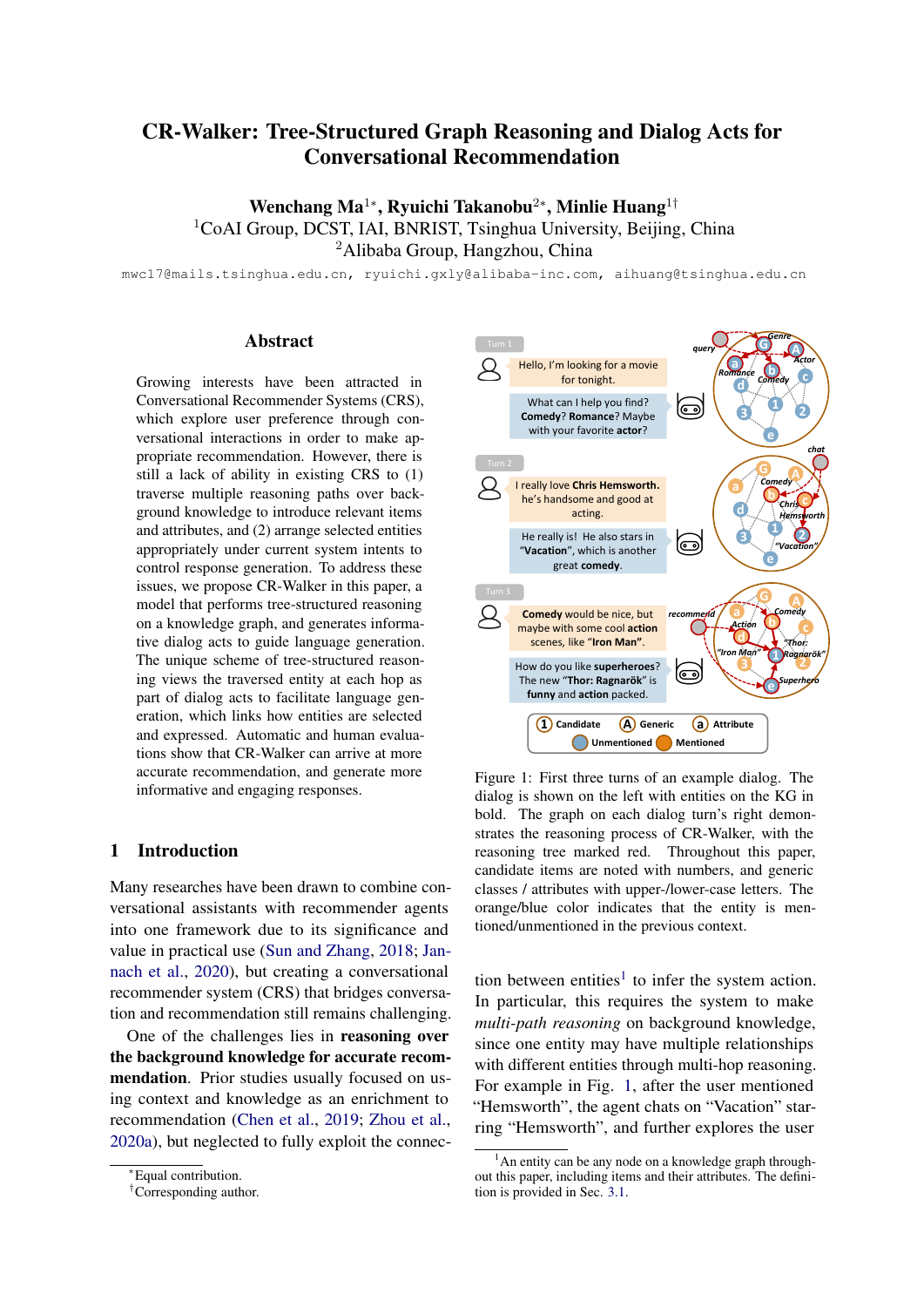# CR-Walker: Tree-Structured Graph Reasoning and Dialog Acts for Conversational Recommendation

**Wenchang Ma**[1*], **Ryuichi Takanobu**[2*], **Minlie Huang**[1†]

[1]CoAI Group, DCST, IAI, BNRIST, Tsinghua University, Beijing, China
[2]Alibaba Group, Hangzhou, China

mwc17@mails.tsinghua.edu.cn, ryuichi.gxly@alibaba-inc.com, aihuang@tsinghua.edu.cn

## Abstract

Growing interests have been attracted in Conversational Recommender Systems (CRS), which explore user preference through conversational interactions in order to make appropriate recommendation. However, there is still a lack of ability in existing CRS to (1) traverse multiple reasoning paths over background knowledge to introduce relevant items and attributes, and (2) arrange selected entities appropriately under current system intents to control response generation. To address these issues, we propose CR-Walker in this paper, a model that performs tree-structured reasoning on a knowledge graph, and generates informative dialog acts to guide language generation. The unique scheme of tree-structured reasoning views the traversed entity at each hop as part of dialog acts to facilitate language generation, which links how entities are selected and expressed. Automatic and human evaluations show that CR-Walker can arrive at more accurate recommendation, and generate more informative and engaging responses.

## 1 Introduction

Many researches have been drawn to combine conversational assistants with recommender agents into one framework due to its significance and value in practical use (Sun and Zhang, 2018; Jannach et al., 2020), but creating a conversational recommender system (CRS) that bridges conversation and recommendation still remains challenging.

One of the challenges lies in **reasoning over the background knowledge for accurate recommendation**. Prior studies usually focused on using context and knowledge as an enrichment to recommendation (Chen et al., 2019; Zhou et al., 2020a), but neglected to fully exploit the connection between entities[1] to infer the system action. In particular, this requires the system to make *multi-path reasoning* on background knowledge, since one entity may have multiple relationships with different entities through multi-hop reasoning. For example in Fig. 1, after the user mentioned "Hemsworth", the agent chats on "Vacation" starring "Hemsworth", and further explores the user

Figure 1: First three turns of an example dialog. The dialog is shown on the left with entities on the KG in bold. The graph on each dialog turn's right demonstrates the reasoning process of CR-Walker, with the reasoning tree marked red. Throughout this paper, candidate items are noted with numbers, and generic classes / attributes with upper-/lower-case letters. The orange/blue color indicates that the entity is mentioned/unmentioned in the previous context.

---

*Equal contribution.
†Corresponding author.
[1]An entity can be any node on a knowledge graph throughout this paper, including items and their attributes. The definition is provided in Sec. 3.1.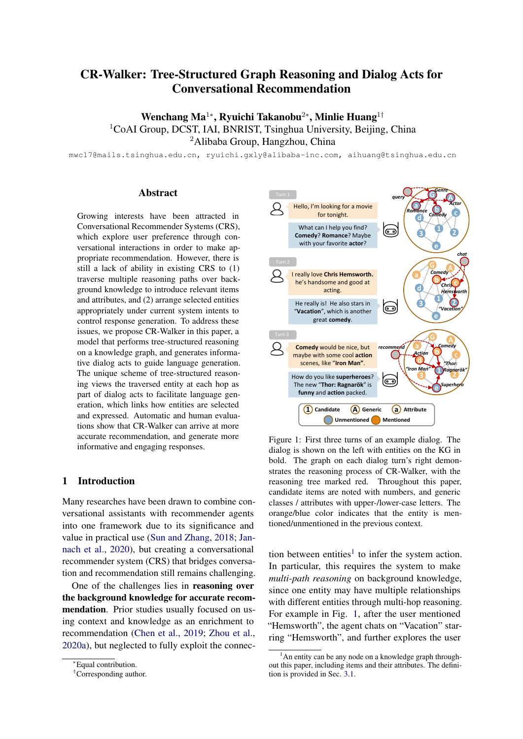# CR-Walker: Tree-Structured Graph Reasoning and Dialog Acts for Conversational Recommendation

**Wenchang Ma**[1*], **Ryuichi Takanobu**[2*], **Minlie Huang**[1†]

[1]CoAI Group, DCST, IAI, BNRIST, Tsinghua University, Beijing, China

[2]Alibaba Group, Hangzhou, China

mwc17@mails.tsinghua.edu.cn, ryuichi.gxly@alibaba-inc.com, aihuang@tsinghua.edu.cn

## Abstract

Growing interests have been attracted in Conversational Recommender Systems (CRS), which explore user preference through conversational interactions in order to make appropriate recommendation. However, there is still a lack of ability in existing CRS to (1) traverse multiple reasoning paths over background knowledge to introduce relevant items and attributes, and (2) arrange selected entities appropriately under current system intents to control response generation. To address these issues, we propose CR-Walker in this paper, a model that performs tree-structured reasoning on a knowledge graph, and generates informative dialog acts to guide language generation. The unique scheme of tree-structured reasoning views the traversed entity at each hop as part of dialog acts to facilitate language generation, which links how entities are selected and expressed. Automatic and human evaluations show that CR-Walker can arrive at more accurate recommendation, and generate more informative and engaging responses.

## 1 Introduction

Many researches have been drawn to combine conversational assistants with recommender agents into one framework due to its significance and value in practical use (Sun and Zhang, 2018; Jannach et al., 2020), but creating a conversational recommender system (CRS) that bridges conversation and recommendation still remains challenging.

One of the challenges lies in **reasoning over the background knowledge for accurate recommendation**. Prior studies usually focused on using context and knowledge as an enrichment to recommendation (Chen et al., 2019; Zhou et al., 2020a), but neglected to fully exploit the connection between entities[1] to infer the system action. In particular, this requires the system to make *multi-path reasoning* on background knowledge, since one entity may have multiple relationships with different entities through multi-hop reasoning. For example in Fig. 1, after the user mentioned "Hemsworth", the agent chats on "Vacation" starring "Hemsworth", and further explores the user

Figure 1: First three turns of an example dialog. The dialog is shown on the left with entities on the KG in bold. The graph on each dialog turn's right demonstrates the reasoning process of CR-Walker, with the reasoning tree marked red. Throughout this paper, candidate items are noted with numbers, and generic classes / attributes with upper-/lower-case letters. The orange/blue color indicates that the entity is mentioned/unmentioned in the previous context.

*Equal contribution.

†Corresponding author.

[1]An entity can be any node on a knowledge graph throughout this paper, including items and their attributes. The definition is provided in Sec. 3.1.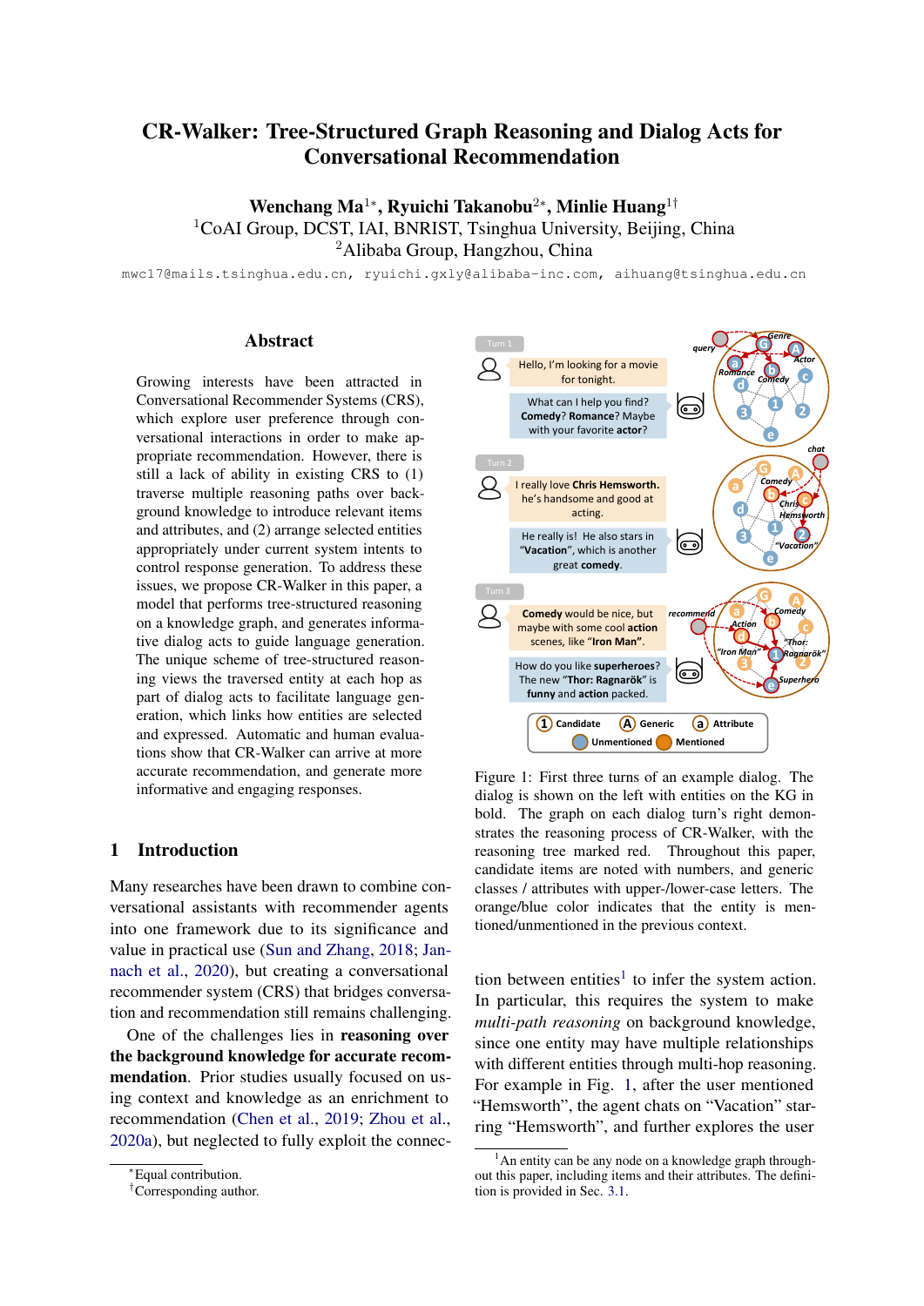# CR-Walker: Tree-Structured Graph Reasoning and Dialog Acts for Conversational Recommendation

**Wenchang Ma**[1*], **Ryuichi Takanobu**[2*], **Minlie Huang**[1†]

[1]CoAI Group, DCST, IAI, BNRIST, Tsinghua University, Beijing, China

[2]Alibaba Group, Hangzhou, China

mwc17@mails.tsinghua.edu.cn, ryuichi.gxly@alibaba-inc.com, aihuang@tsinghua.edu.cn

## Abstract

Growing interests have been attracted in Conversational Recommender Systems (CRS), which explore user preference through conversational interactions in order to make appropriate recommendation. However, there is still a lack of ability in existing CRS to (1) traverse multiple reasoning paths over background knowledge to introduce relevant items and attributes, and (2) arrange selected entities appropriately under current system intents to control response generation. To address these issues, we propose CR-Walker in this paper, a model that performs tree-structured reasoning on a knowledge graph, and generates informative dialog acts to guide language generation. The unique scheme of tree-structured reasoning views the traversed entity at each hop as part of dialog acts to facilitate language generation, which links how entities are selected and expressed. Automatic and human evaluations show that CR-Walker can arrive at more accurate recommendation, and generate more informative and engaging responses.

## 1 Introduction

Many researches have been drawn to combine conversational assistants with recommender agents into one framework due to its significance and value in practical use (Sun and Zhang, 2018; Jannach et al., 2020), but creating a conversational recommender system (CRS) that bridges conversation and recommendation still remains challenging.

One of the challenges lies in **reasoning over the background knowledge for accurate recommendation**. Prior studies usually focused on using context and knowledge as an enrichment to recommendation (Chen et al., 2019; Zhou et al., 2020a), but neglected to fully exploit the connection between entities[1] to infer the system action. In particular, this requires the system to make *multi-path reasoning* on background knowledge, since one entity may have multiple relationships with different entities through multi-hop reasoning. For example in Fig. 1, after the user mentioned "Hemsworth", the agent chats on "Vacation" starring "Hemsworth", and further explores the user

Figure 1: First three turns of an example dialog. The dialog is shown on the left with entities on the KG in bold. The graph on each dialog turn's right demonstrates the reasoning process of CR-Walker, with the reasoning tree marked red. Throughout this paper, candidate items are noted with numbers, and generic classes / attributes with upper-/lower-case letters. The orange/blue color indicates that the entity is mentioned/unmentioned in the previous context.

*Equal contribution.

†Corresponding author.

[1]An entity can be any node on a knowledge graph throughout this paper, including items and their attributes. The definition is provided in Sec. 3.1.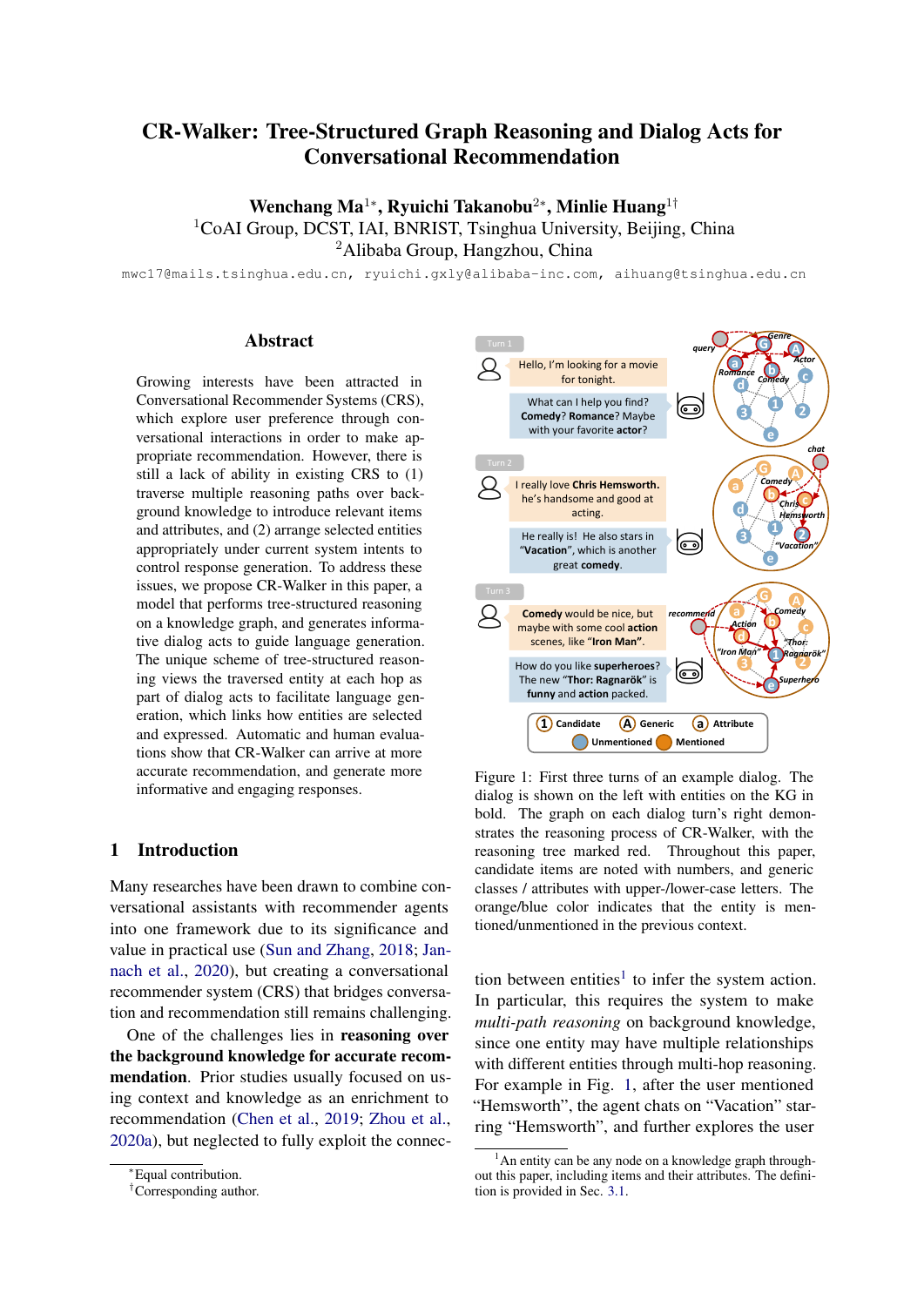# CR-Walker: Tree-Structured Graph Reasoning and Dialog Acts for Conversational Recommendation

**Wenchang Ma**[1*], **Ryuichi Takanobu**[2*], **Minlie Huang**[1†]

[1]CoAI Group, DCST, IAI, BNRIST, Tsinghua University, Beijing, China
[2]Alibaba Group, Hangzhou, China

mwc17@mails.tsinghua.edu.cn, ryuichi.gxly@alibaba-inc.com, aihuang@tsinghua.edu.cn

## Abstract

Growing interests have been attracted in Conversational Recommender Systems (CRS), which explore user preference through conversational interactions in order to make appropriate recommendation. However, there is still a lack of ability in existing CRS to (1) traverse multiple reasoning paths over background knowledge to introduce relevant items and attributes, and (2) arrange selected entities appropriately under current system intents to control response generation. To address these issues, we propose CR-Walker in this paper, a model that performs tree-structured reasoning on a knowledge graph, and generates informative dialog acts to guide language generation. The unique scheme of tree-structured reasoning views the traversed entity at each hop as part of dialog acts to facilitate language generation, which links how entities are selected and expressed. Automatic and human evaluations show that CR-Walker can arrive at more accurate recommendation, and generate more informative and engaging responses.

## 1 Introduction

Many researches have been drawn to combine conversational assistants with recommender agents into one framework due to its significance and value in practical use (Sun and Zhang, 2018; Jannach et al., 2020), but creating a conversational recommender system (CRS) that bridges conversation and recommendation still remains challenging.

One of the challenges lies in **reasoning over the background knowledge for accurate recommendation**. Prior studies usually focused on using context and knowledge as an enrichment to recommendation (Chen et al., 2019; Zhou et al., 2020a), but neglected to fully exploit the connection between entities[1] to infer the system action. In particular, this requires the system to make *multi-path reasoning* on background knowledge, since one entity may have multiple relationships with different entities through multi-hop reasoning. For example in Fig. 1, after the user mentioned "Hemsworth", the agent chats on "Vacation" starring "Hemsworth", and further explores the user

Figure 1: First three turns of an example dialog. The dialog is shown on the left with entities on the KG in bold. The graph on each dialog turn's right demonstrates the reasoning process of CR-Walker, with the reasoning tree marked red. Throughout this paper, candidate items are noted with numbers, and generic classes / attributes with upper-/lower-case letters. The orange/blue color indicates that the entity is mentioned/unmentioned in the previous context.

*Equal contribution.
†Corresponding author.

[1]An entity can be any node on a knowledge graph throughout this paper, including items and their attributes. The definition is provided in Sec. 3.1.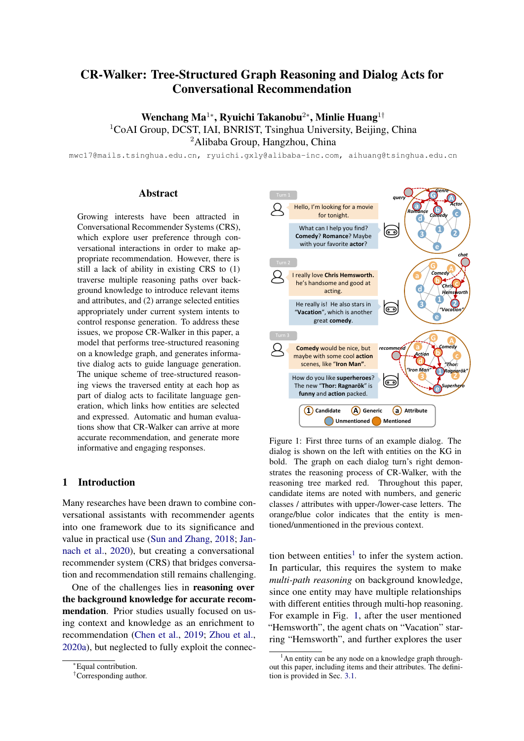# CR-Walker: Tree-Structured Graph Reasoning and Dialog Acts for Conversational Recommendation

**Wenchang Ma**[1*], **Ryuichi Takanobu**[2*], **Minlie Huang**[1†]

[1]CoAI Group, DCST, IAI, BNRIST, Tsinghua University, Beijing, China

[2]Alibaba Group, Hangzhou, China

mwc17@mails.tsinghua.edu.cn, ryuichi.gxly@alibaba-inc.com, aihuang@tsinghua.edu.cn

## Abstract

Growing interests have been attracted in Conversational Recommender Systems (CRS), which explore user preference through conversational interactions in order to make appropriate recommendation. However, there is still a lack of ability in existing CRS to (1) traverse multiple reasoning paths over background knowledge to introduce relevant items and attributes, and (2) arrange selected entities appropriately under current system intents to control response generation. To address these issues, we propose CR-Walker in this paper, a model that performs tree-structured reasoning on a knowledge graph, and generates informative dialog acts to guide language generation. The unique scheme of tree-structured reasoning views the traversed entity at each hop as part of dialog acts to facilitate language generation, which links how entities are selected and expressed. Automatic and human evaluations show that CR-Walker can arrive at more accurate recommendation, and generate more informative and engaging responses.

## 1 Introduction

Many researches have been drawn to combine conversational assistants with recommender agents into one framework due to its significance and value in practical use (Sun and Zhang, 2018; Jannach et al., 2020), but creating a conversational recommender system (CRS) that bridges conversation and recommendation still remains challenging.

One of the challenges lies in **reasoning over the background knowledge for accurate recommendation**. Prior studies usually focused on using context and knowledge as an enrichment to recommendation (Chen et al., 2019; Zhou et al., 2020a), but neglected to fully exploit the connection between entities[1] to infer the system action. In particular, this requires the system to make *multi-path reasoning* on background knowledge, since one entity may have multiple relationships with different entities through multi-hop reasoning. For example in Fig. 1, after the user mentioned "Hemsworth", the agent chats on "Vacation" starring "Hemsworth", and further explores the user

Figure 1: First three turns of an example dialog. The dialog is shown on the left with entities on the KG in bold. The graph on each dialog turn's right demonstrates the reasoning process of CR-Walker, with the reasoning tree marked red. Throughout this paper, candidate items are noted with numbers, and generic classes / attributes with upper-/lower-case letters. The orange/blue color indicates that the entity is mentioned/unmentioned in the previous context.

*Equal contribution.

†Corresponding author.

[1]An entity can be any node on a knowledge graph throughout this paper, including items and their attributes. The definition is provided in Sec. 3.1.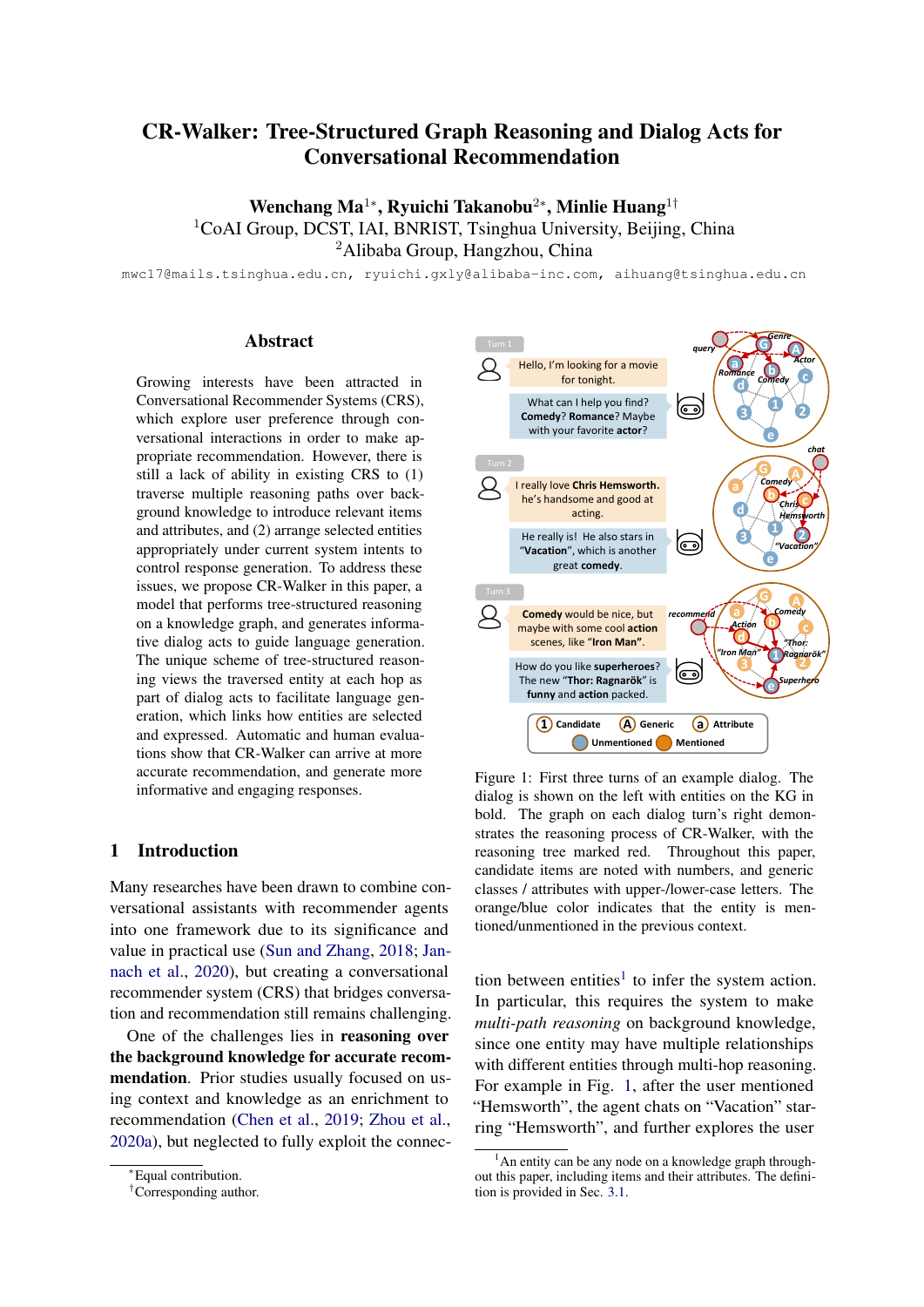# CR-Walker: Tree-Structured Graph Reasoning and Dialog Acts for Conversational Recommendation

**Wenchang Ma**[1*], **Ryuichi Takanobu**[2*], **Minlie Huang**[1†]

[1]CoAI Group, DCST, IAI, BNRIST, Tsinghua University, Beijing, China

[2]Alibaba Group, Hangzhou, China

mwc17@mails.tsinghua.edu.cn, ryuichi.gxly@alibaba-inc.com, aihuang@tsinghua.edu.cn

## Abstract

Growing interests have been attracted in Conversational Recommender Systems (CRS), which explore user preference through conversational interactions in order to make appropriate recommendation. However, there is still a lack of ability in existing CRS to (1) traverse multiple reasoning paths over background knowledge to introduce relevant items and attributes, and (2) arrange selected entities appropriately under current system intents to control response generation. To address these issues, we propose CR-Walker in this paper, a model that performs tree-structured reasoning on a knowledge graph, and generates informative dialog acts to guide language generation. The unique scheme of tree-structured reasoning views the traversed entity at each hop as part of dialog acts to facilitate language generation, which links how entities are selected and expressed. Automatic and human evaluations show that CR-Walker can arrive at more accurate recommendation, and generate more informative and engaging responses.

## 1 Introduction

Many researches have been drawn to combine conversational assistants with recommender agents into one framework due to its significance and value in practical use (Sun and Zhang, 2018; Jannach et al., 2020), but creating a conversational recommender system (CRS) that bridges conversation and recommendation still remains challenging.

One of the challenges lies in **reasoning over the background knowledge for accurate recommendation**. Prior studies usually focused on using context and knowledge as an enrichment to recommendation (Chen et al., 2019; Zhou et al., 2020a), but neglected to fully exploit the connection between entities[1] to infer the system action. In particular, this requires the system to make *multi-path reasoning* on background knowledge, since one entity may have multiple relationships with different entities through multi-hop reasoning. For example in Fig. 1, after the user mentioned "Hemsworth", the agent chats on "Vacation" starring "Hemsworth", and further explores the user

Figure 1: First three turns of an example dialog. The dialog is shown on the left with entities on the KG in bold. The graph on each dialog turn's right demonstrates the reasoning process of CR-Walker, with the reasoning tree marked red. Throughout this paper, candidate items are noted with numbers, and generic classes / attributes with upper-/lower-case letters. The orange/blue color indicates that the entity is mentioned/unmentioned in the previous context.

*Equal contribution.

†Corresponding author.

[1]An entity can be any node on a knowledge graph throughout this paper, including items and their attributes. The definition is provided in Sec. 3.1.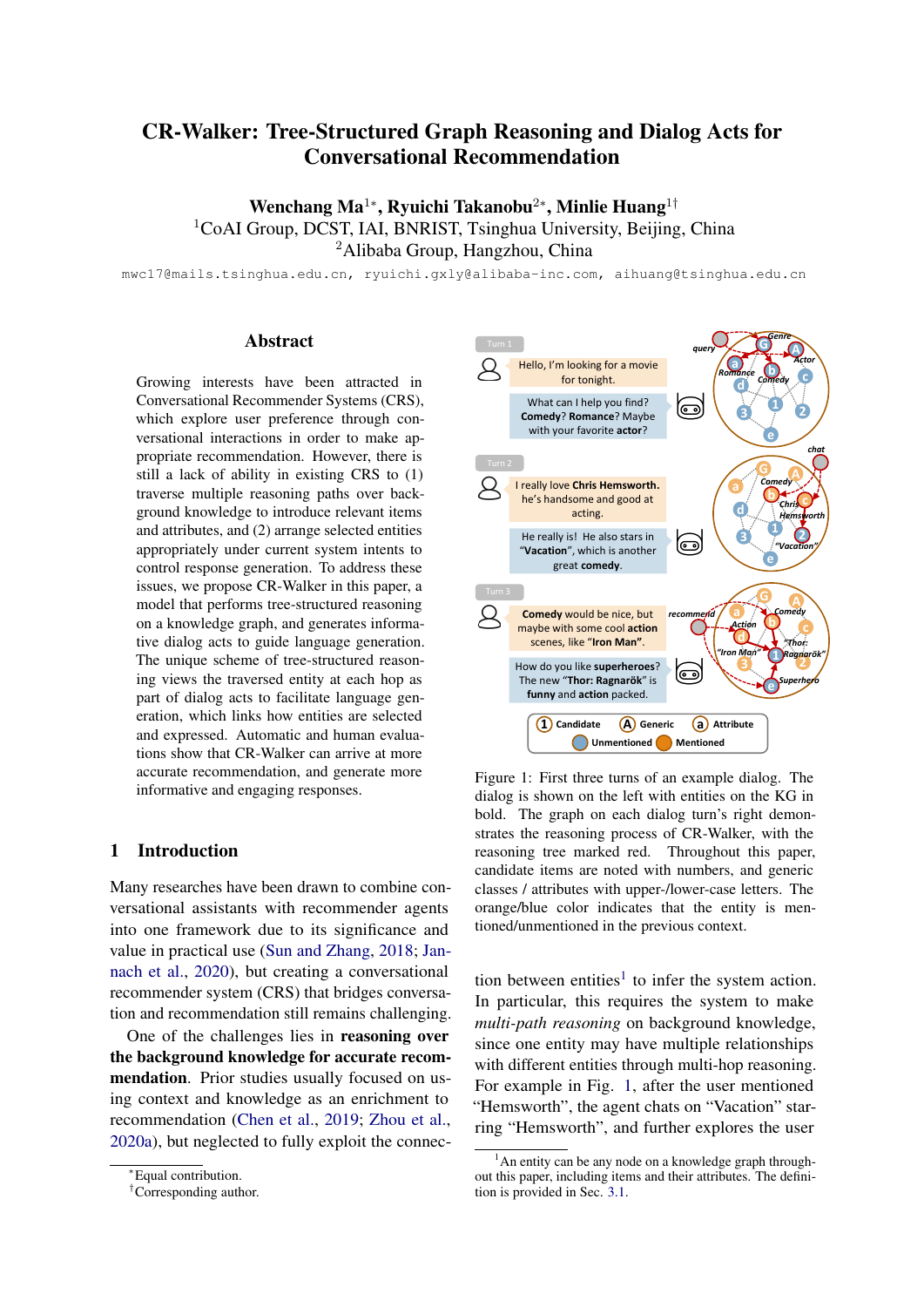# CR-Walker: Tree-Structured Graph Reasoning and Dialog Acts for Conversational Recommendation

**Wenchang Ma**[1*], **Ryuichi Takanobu**[2*], **Minlie Huang**[1†]

[1]CoAI Group, DCST, IAI, BNRIST, Tsinghua University, Beijing, China

[2]Alibaba Group, Hangzhou, China

mwc17@mails.tsinghua.edu.cn, ryuichi.gxly@alibaba-inc.com, aihuang@tsinghua.edu.cn

## Abstract

Growing interests have been attracted in Conversational Recommender Systems (CRS), which explore user preference through conversational interactions in order to make appropriate recommendation. However, there is still a lack of ability in existing CRS to (1) traverse multiple reasoning paths over background knowledge to introduce relevant items and attributes, and (2) arrange selected entities appropriately under current system intents to control response generation. To address these issues, we propose CR-Walker in this paper, a model that performs tree-structured reasoning on a knowledge graph, and generates informative dialog acts to guide language generation. The unique scheme of tree-structured reasoning views the traversed entity at each hop as part of dialog acts to facilitate language generation, which links how entities are selected and expressed. Automatic and human evaluations show that CR-Walker can arrive at more accurate recommendation, and generate more informative and engaging responses.

## 1 Introduction

Many researches have been drawn to combine conversational assistants with recommender agents into one framework due to its significance and value in practical use (Sun and Zhang, 2018; Jannach et al., 2020), but creating a conversational recommender system (CRS) that bridges conversation and recommendation still remains challenging.

One of the challenges lies in **reasoning over the background knowledge for accurate recommendation**. Prior studies usually focused on using context and knowledge as an enrichment to recommendation (Chen et al., 2019; Zhou et al., 2020a), but neglected to fully exploit the connection between entities[1] to infer the system action. In particular, this requires the system to make *multi-path reasoning* on background knowledge, since one entity may have multiple relationships with different entities through multi-hop reasoning. For example in Fig. 1, after the user mentioned "Hemsworth", the agent chats on "Vacation" starring "Hemsworth", and further explores the user

Figure 1: First three turns of an example dialog. The dialog is shown on the left with entities on the KG in bold. The graph on each dialog turn's right demonstrates the reasoning process of CR-Walker, with the reasoning tree marked red. Throughout this paper, candidate items are noted with numbers, and generic classes / attributes with upper-/lower-case letters. The orange/blue color indicates that the entity is mentioned/unmentioned in the previous context.

[*]Equal contribution.

[†]Corresponding author.

[1]An entity can be any node on a knowledge graph throughout this paper, including items and their attributes. The definition is provided in Sec. 3.1.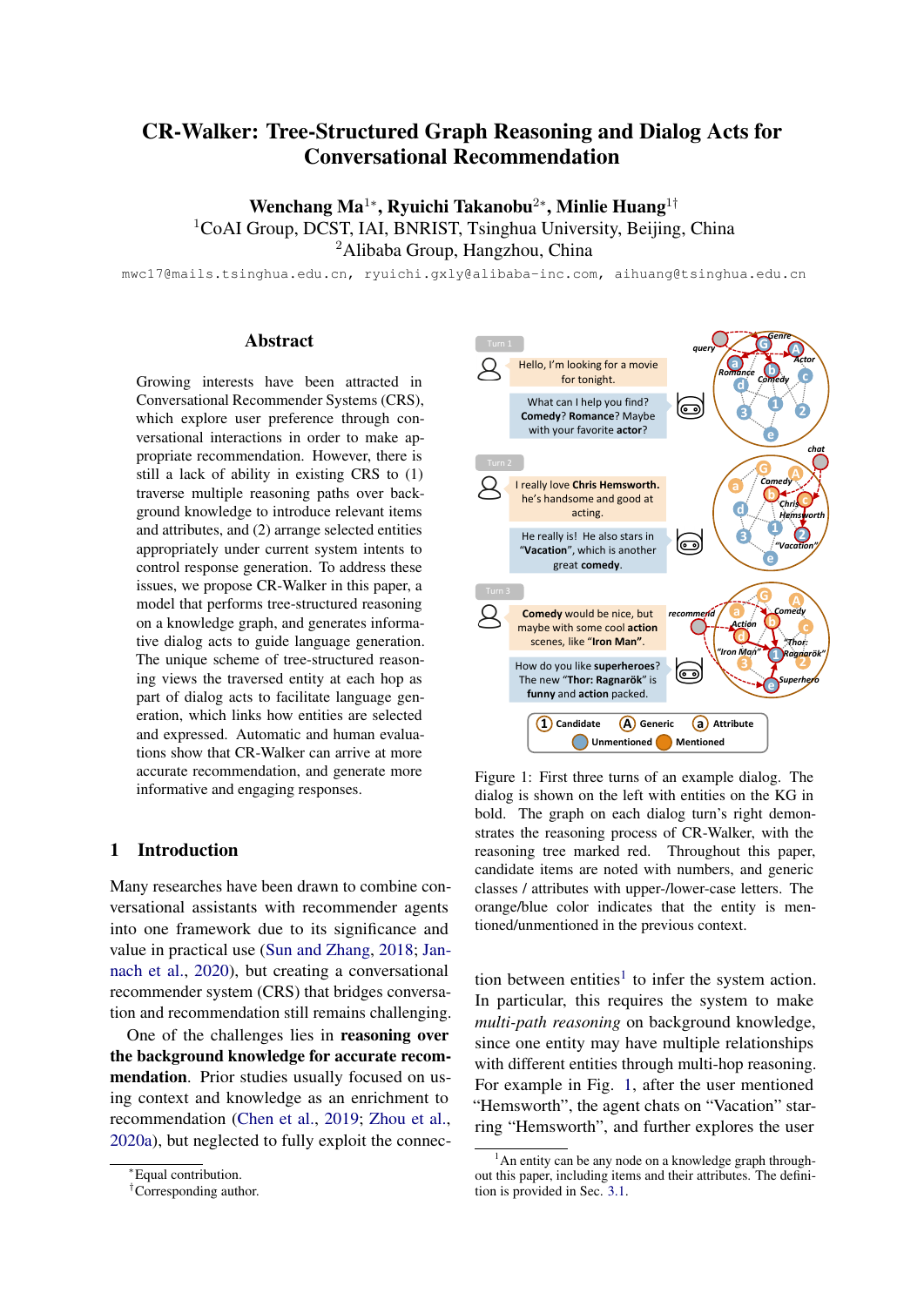# CR-Walker: Tree-Structured Graph Reasoning and Dialog Acts for Conversational Recommendation

**Wenchang Ma**[1*], **Ryuichi Takanobu**[2*], **Minlie Huang**[1†]

[1]CoAI Group, DCST, IAI, BNRIST, Tsinghua University, Beijing, China

[2]Alibaba Group, Hangzhou, China

mwc17@mails.tsinghua.edu.cn, ryuichi.gxly@alibaba-inc.com, aihuang@tsinghua.edu.cn

## Abstract

Growing interests have been attracted in Conversational Recommender Systems (CRS), which explore user preference through conversational interactions in order to make appropriate recommendation. However, there is still a lack of ability in existing CRS to (1) traverse multiple reasoning paths over background knowledge to introduce relevant items and attributes, and (2) arrange selected entities appropriately under current system intents to control response generation. To address these issues, we propose CR-Walker in this paper, a model that performs tree-structured reasoning on a knowledge graph, and generates informative dialog acts to guide language generation. The unique scheme of tree-structured reasoning views the traversed entity at each hop as part of dialog acts to facilitate language generation, which links how entities are selected and expressed. Automatic and human evaluations show that CR-Walker can arrive at more accurate recommendation, and generate more informative and engaging responses.

## 1 Introduction

Many researches have been drawn to combine conversational assistants with recommender agents into one framework due to its significance and value in practical use (Sun and Zhang, 2018; Jannach et al., 2020), but creating a conversational recommender system (CRS) that bridges conversation and recommendation still remains challenging.

One of the challenges lies in **reasoning over the background knowledge for accurate recommendation**. Prior studies usually focused on using context and knowledge as an enrichment to recommendation (Chen et al., 2019; Zhou et al., 2020a), but neglected to fully exploit the connection between entities[1] to infer the system action. In particular, this requires the system to make *multi-path reasoning* on background knowledge, since one entity may have multiple relationships with different entities through multi-hop reasoning. For example in Fig. 1, after the user mentioned "Hemsworth", the agent chats on "Vacation" starring "Hemsworth", and further explores the user

Figure 1: First three turns of an example dialog. The dialog is shown on the left with entities on the KG in bold. The graph on each dialog turn's right demonstrates the reasoning process of CR-Walker, with the reasoning tree marked red. Throughout this paper, candidate items are noted with numbers, and generic classes / attributes with upper-/lower-case letters. The orange/blue color indicates that the entity is mentioned/unmentioned in the previous context.

*Equal contribution.

†Corresponding author.

[1]An entity can be any node on a knowledge graph throughout this paper, including items and their attributes. The definition is provided in Sec. 3.1.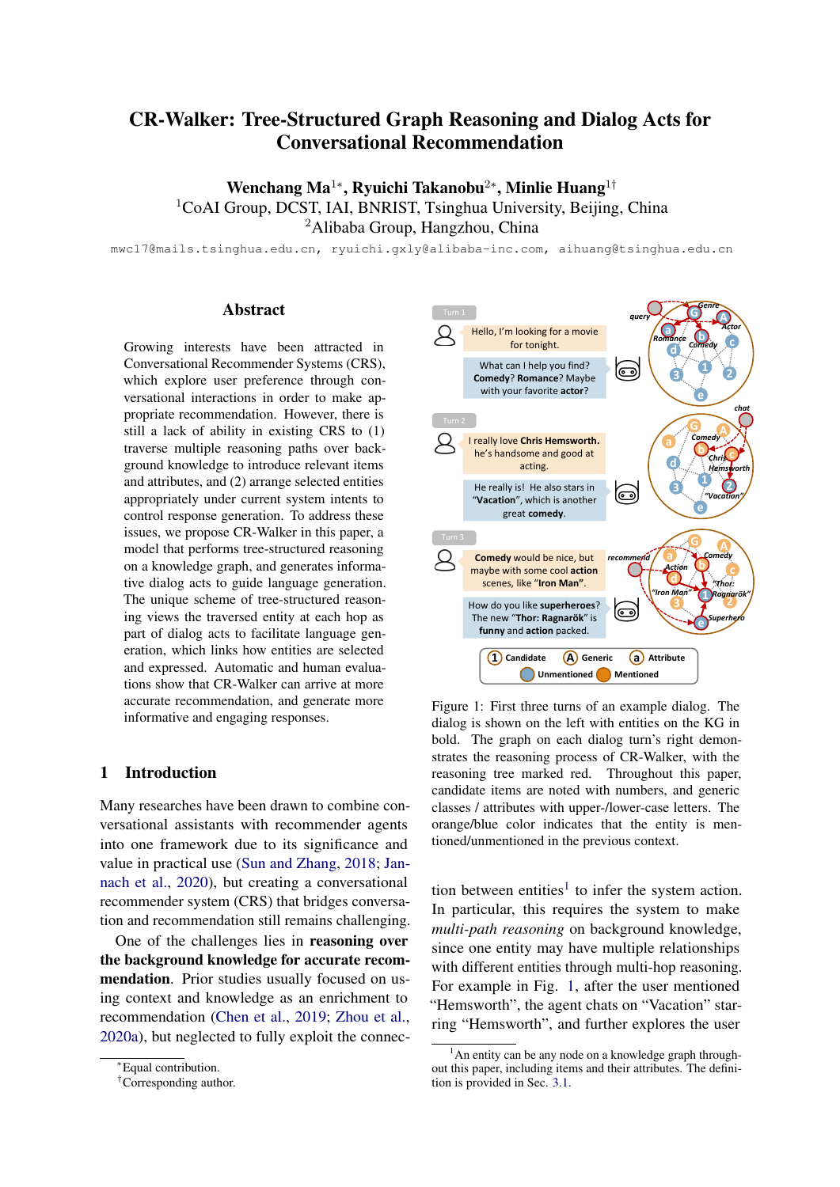# CR-Walker: Tree-Structured Graph Reasoning and Dialog Acts for Conversational Recommendation

**Wenchang Ma**[1*], **Ryuichi Takanobu**[2*], **Minlie Huang**[1†]

[1]CoAI Group, DCST, IAI, BNRIST, Tsinghua University, Beijing, China
[2]Alibaba Group, Hangzhou, China

mwc17@mails.tsinghua.edu.cn, ryuichi.gxly@alibaba-inc.com, aihuang@tsinghua.edu.cn

## Abstract

Growing interests have been attracted in Conversational Recommender Systems (CRS), which explore user preference through conversational interactions in order to make appropriate recommendation. However, there is still a lack of ability in existing CRS to (1) traverse multiple reasoning paths over background knowledge to introduce relevant items and attributes, and (2) arrange selected entities appropriately under current system intents to control response generation. To address these issues, we propose CR-Walker in this paper, a model that performs tree-structured reasoning on a knowledge graph, and generates informative dialog acts to guide language generation. The unique scheme of tree-structured reasoning views the traversed entity at each hop as part of dialog acts to facilitate language generation, which links how entities are selected and expressed. Automatic and human evaluations show that CR-Walker can arrive at more accurate recommendation, and generate more informative and engaging responses.

## 1 Introduction

Many researches have been drawn to combine conversational assistants with recommender agents into one framework due to its significance and value in practical use (Sun and Zhang, 2018; Jannach et al., 2020), but creating a conversational recommender system (CRS) that bridges conversation and recommendation still remains challenging.

One of the challenges lies in **reasoning over the background knowledge for accurate recommendation**. Prior studies usually focused on using context and knowledge as an enrichment to recommendation (Chen et al., 2019; Zhou et al., 2020a), but neglected to fully exploit the connection between entities[1] to infer the system action. In particular, this requires the system to make *multi-path reasoning* on background knowledge, since one entity may have multiple relationships with different entities through multi-hop reasoning. For example in Fig. 1, after the user mentioned "Hemsworth", the agent chats on "Vacation" starring "Hemsworth", and further explores the user

Figure 1: First three turns of an example dialog. The dialog is shown on the left with entities on the KG in bold. The graph on each dialog turn's right demonstrates the reasoning process of CR-Walker, with the reasoning tree marked red. Throughout this paper, candidate items are noted with numbers, and generic classes / attributes with upper-/lower-case letters. The orange/blue color indicates that the entity is mentioned/unmentioned in the previous context.

*Equal contribution.
†Corresponding author.

[1]An entity can be any node on a knowledge graph throughout this paper, including items and their attributes. The definition is provided in Sec. 3.1.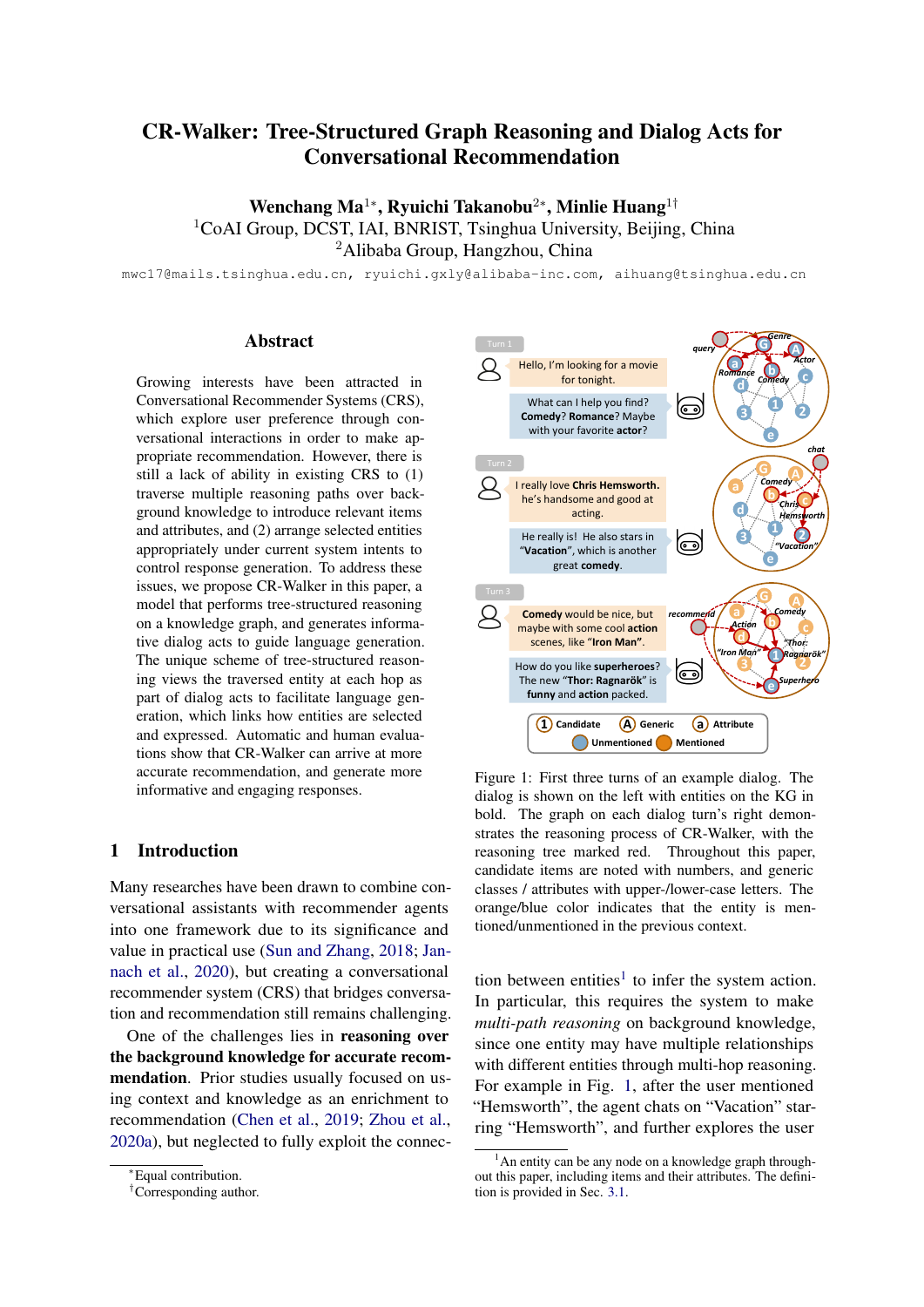# CR-Walker: Tree-Structured Graph Reasoning and Dialog Acts for Conversational Recommendation

**Wenchang Ma**[1*], **Ryuichi Takanobu**[2*], **Minlie Huang**[1†]

[1]CoAI Group, DCST, IAI, BNRIST, Tsinghua University, Beijing, China
[2]Alibaba Group, Hangzhou, China

mwc17@mails.tsinghua.edu.cn, ryuichi.gxly@alibaba-inc.com, aihuang@tsinghua.edu.cn

## Abstract

Growing interests have been attracted in Conversational Recommender Systems (CRS), which explore user preference through conversational interactions in order to make appropriate recommendation. However, there is still a lack of ability in existing CRS to (1) traverse multiple reasoning paths over background knowledge to introduce relevant items and attributes, and (2) arrange selected entities appropriately under current system intents to control response generation. To address these issues, we propose CR-Walker in this paper, a model that performs tree-structured reasoning on a knowledge graph, and generates informative dialog acts to guide language generation. The unique scheme of tree-structured reasoning views the traversed entity at each hop as part of dialog acts to facilitate language generation, which links how entities are selected and expressed. Automatic and human evaluations show that CR-Walker can arrive at more accurate recommendation, and generate more informative and engaging responses.

## 1 Introduction

Many researches have been drawn to combine conversational assistants with recommender agents into one framework due to its significance and value in practical use (Sun and Zhang, 2018; Jannach et al., 2020), but creating a conversational recommender system (CRS) that bridges conversation and recommendation still remains challenging.

One of the challenges lies in **reasoning over the background knowledge for accurate recommendation**. Prior studies usually focused on using context and knowledge as an enrichment to recommendation (Chen et al., 2019; Zhou et al., 2020a), but neglected to fully exploit the connection between entities[1] to infer the system action. In particular, this requires the system to make *multi-path reasoning* on background knowledge, since one entity may have multiple relationships with different entities through multi-hop reasoning. For example in Fig. 1, after the user mentioned "Hemsworth", the agent chats on "Vacation" starring "Hemsworth", and further explores the user

Turn 1

Hello, I'm looking for a movie for tonight.

What can I help you find? **Comedy**? **Romance**? Maybe with your favorite **actor**?

Turn 2

I really love **Chris Hemsworth**. he's handsome and good at acting.

He really is! He also stars in "**Vacation**", which is another great **comedy**.

Turn 3

**Comedy** would be nice, but maybe with some cool **action** scenes, like "**Iron Man**".

How do you like **superheroes**? The new "**Thor: Ragnarök**" is **funny** and **action** packed.

query
Genre
Actor
Romance
Comedy
chat
Comedy
Chris Hemsworth
"Vacation"
recommend
Action
Comedy
"Iron Man"
"Thor: Ragnarök"
Superhero

1 Candidate A Generic a Attribute
Unmentioned Mentioned

Figure 1: First three turns of an example dialog. The dialog is shown on the left with entities on the KG in bold. The graph on each dialog turn's right demonstrates the reasoning process of CR-Walker, with the reasoning tree marked red. Throughout this paper, candidate items are noted with numbers, and generic classes / attributes with upper-/lower-case letters. The orange/blue color indicates that the entity is mentioned/unmentioned in the previous context.

*Equal contribution.
†Corresponding author.

[1]An entity can be any node on a knowledge graph throughout this paper, including items and their attributes. The definition is provided in Sec. 3.1.